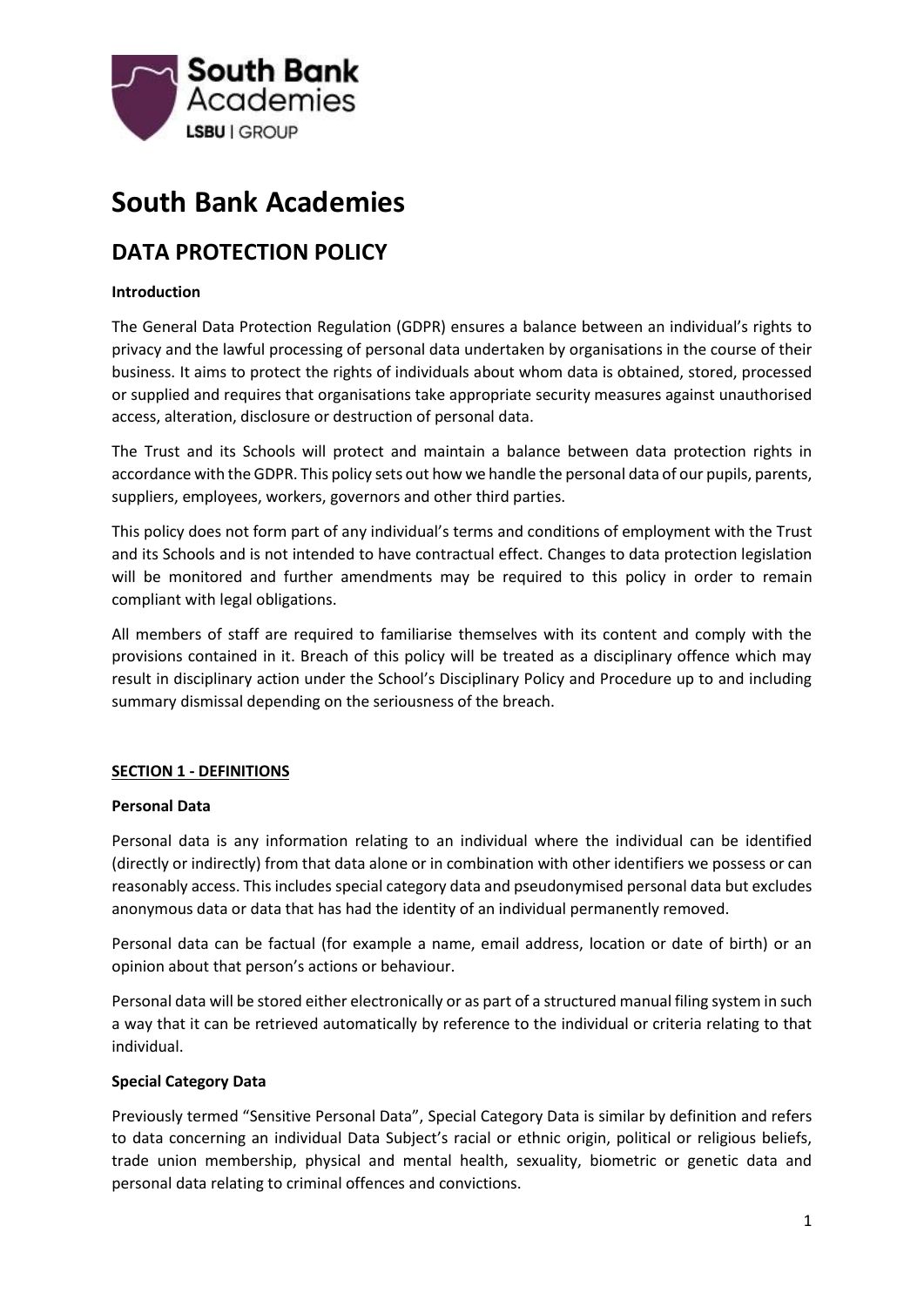# South Bank Academies

## DATA PROTECTION POLICY

**Introduction**

The General Data Protection Regulation (GDPR) ensures a balance between an individual's rights to privacy and the lawful processing of personal data undertaken by organisations in the course of their business. It aims to protect the rights of individuals about whom data is obtained, stored, processed or supplied and requires that organisations take appropriate security measures against unauthorised access, alteration, disclosure or destruction of personal data.

The Trust and its Schools will protect and maintain a balance between data protection rights in accordance with the GDPR. This policy sets out how we handle the personal data of our pupils, parents, suppliers, employees, workers, governors and other third parties.

This policy does not form part of any individual's terms and conditions of employment with the Trust and its Schools and is not intended to have contractual effect. Changes to data protection legislation will be monitored and further amendments may be required to this policy in order to remain compliant with legal obligations.

All members of staff are required to familiarise themselves with its content and comply with the provisions contained in it. Breach of this policy will be treated as a disciplinary offence which may result in disciplinary action under the School's Disciplinary Policy and Procedure up to and including summary dismissal depending on the seriousness of the breach.

**SECTION 1 - DEFINITIONS**

**Personal Data**

Personal data is any information relating to an individual where the individual can be identified (directly or indirectly) from that data alone or in combination with other identifiers we possess or can reasonably access. This includes special category data and pseudonymised personal data but excludes anonymous data or data that has had the identity of an individual permanently removed.

Personal data can be factual (for example a name, email address, location or date of birth) or an opinion about that person's actions or behaviour.

Personal data will be stored either electronically or as part of a structured manual filing system in such a way that it can be retrieved automatically by reference to the individual or criteria relating to that individual.

**Special Category Data**

Previously termed "Sensitive Personal Data", Special Category Data is similar by definition and refers to data concerning an individual Data Subject's racial or ethnic origin, political or religious beliefs, trade union membership, physical and mental health, sexuality, biometric or genetic data and personal data relating to criminal offences and convictions.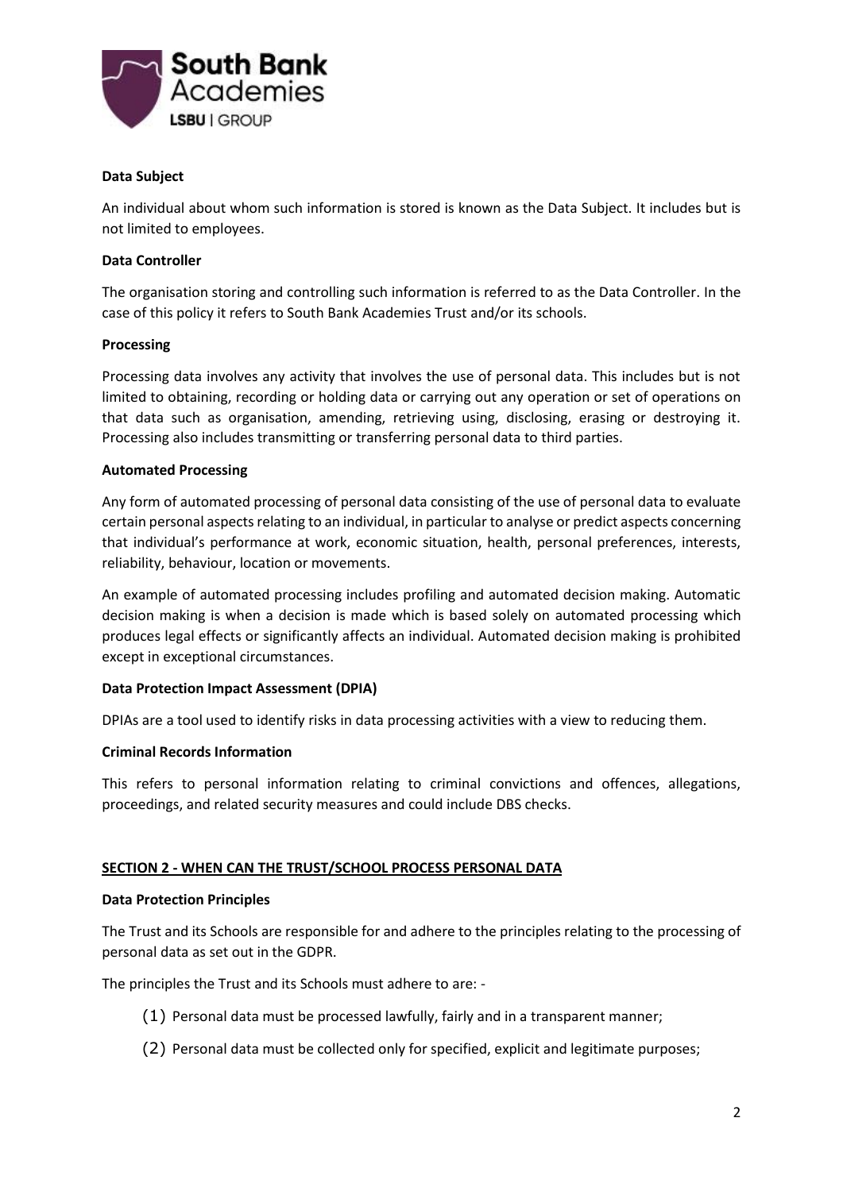**Data Subject**

An individual about whom such information is stored is known as the Data Subject. It includes but is not limited to employees.

**Data Controller**

The organisation storing and controlling such information is referred to as the Data Controller. In the case of this policy it refers to South Bank Academies Trust and/or its schools.

**Processing**

Processing data involves any activity that involves the use of personal data. This includes but is not limited to obtaining, recording or holding data or carrying out any operation or set of operations on that data such as organisation, amending, retrieving using, disclosing, erasing or destroying it. Processing also includes transmitting or transferring personal data to third parties.

**Automated Processing**

Any form of automated processing of personal data consisting of the use of personal data to evaluate certain personal aspects relating to an individual, in particular to analyse or predict aspects concerning that individual's performance at work, economic situation, health, personal preferences, interests, reliability, behaviour, location or movements.

An example of automated processing includes profiling and automated decision making. Automatic decision making is when a decision is made which is based solely on automated processing which produces legal effects or significantly affects an individual. Automated decision making is prohibited except in exceptional circumstances.

**Data Protection Impact Assessment (DPIA)**

DPIAs are a tool used to identify risks in data processing activities with a view to reducing them.

**Criminal Records Information**

This refers to personal information relating to criminal convictions and offences, allegations, proceedings, and related security measures and could include DBS checks.

## SECTION 2 - WHEN CAN THE TRUST/SCHOOL PROCESS PERSONAL DATA

**Data Protection Principles**

The Trust and its Schools are responsible for and adhere to the principles relating to the processing of personal data as set out in the GDPR.

The principles the Trust and its Schools must adhere to are: -

(1) Personal data must be processed lawfully, fairly and in a transparent manner;

(2) Personal data must be collected only for specified, explicit and legitimate purposes;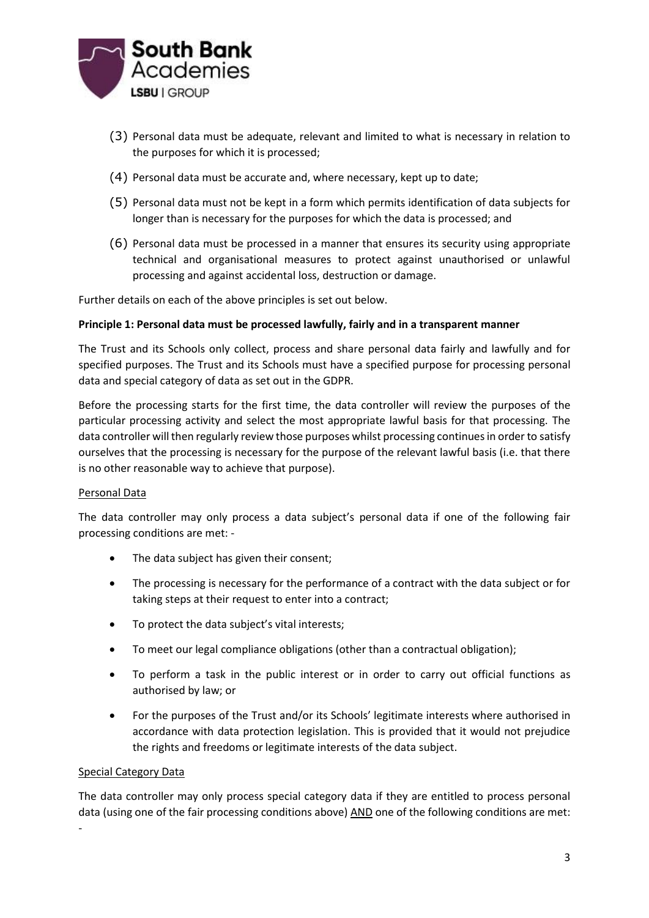(3) Personal data must be adequate, relevant and limited to what is necessary in relation to the purposes for which it is processed;

(4) Personal data must be accurate and, where necessary, kept up to date;

(5) Personal data must not be kept in a form which permits identification of data subjects for longer than is necessary for the purposes for which the data is processed; and

(6) Personal data must be processed in a manner that ensures its security using appropriate technical and organisational measures to protect against unauthorised or unlawful processing and against accidental loss, destruction or damage.

Further details on each of the above principles is set out below.

**Principle 1: Personal data must be processed lawfully, fairly and in a transparent manner**

The Trust and its Schools only collect, process and share personal data fairly and lawfully and for specified purposes. The Trust and its Schools must have a specified purpose for processing personal data and special category of data as set out in the GDPR.

Before the processing starts for the first time, the data controller will review the purposes of the particular processing activity and select the most appropriate lawful basis for that processing. The data controller will then regularly review those purposes whilst processing continues in order to satisfy ourselves that the processing is necessary for the purpose of the relevant lawful basis (i.e. that there is no other reasonable way to achieve that purpose).

Personal Data

The data controller may only process a data subject's personal data if one of the following fair processing conditions are met: -

- The data subject has given their consent;
- The processing is necessary for the performance of a contract with the data subject or for taking steps at their request to enter into a contract;
- To protect the data subject's vital interests;
- To meet our legal compliance obligations (other than a contractual obligation);
- To perform a task in the public interest or in order to carry out official functions as authorised by law; or
- For the purposes of the Trust and/or its Schools' legitimate interests where authorised in accordance with data protection legislation. This is provided that it would not prejudice the rights and freedoms or legitimate interests of the data subject.

Special Category Data

The data controller may only process special category data if they are entitled to process personal data (using one of the fair processing conditions above) AND one of the following conditions are met: -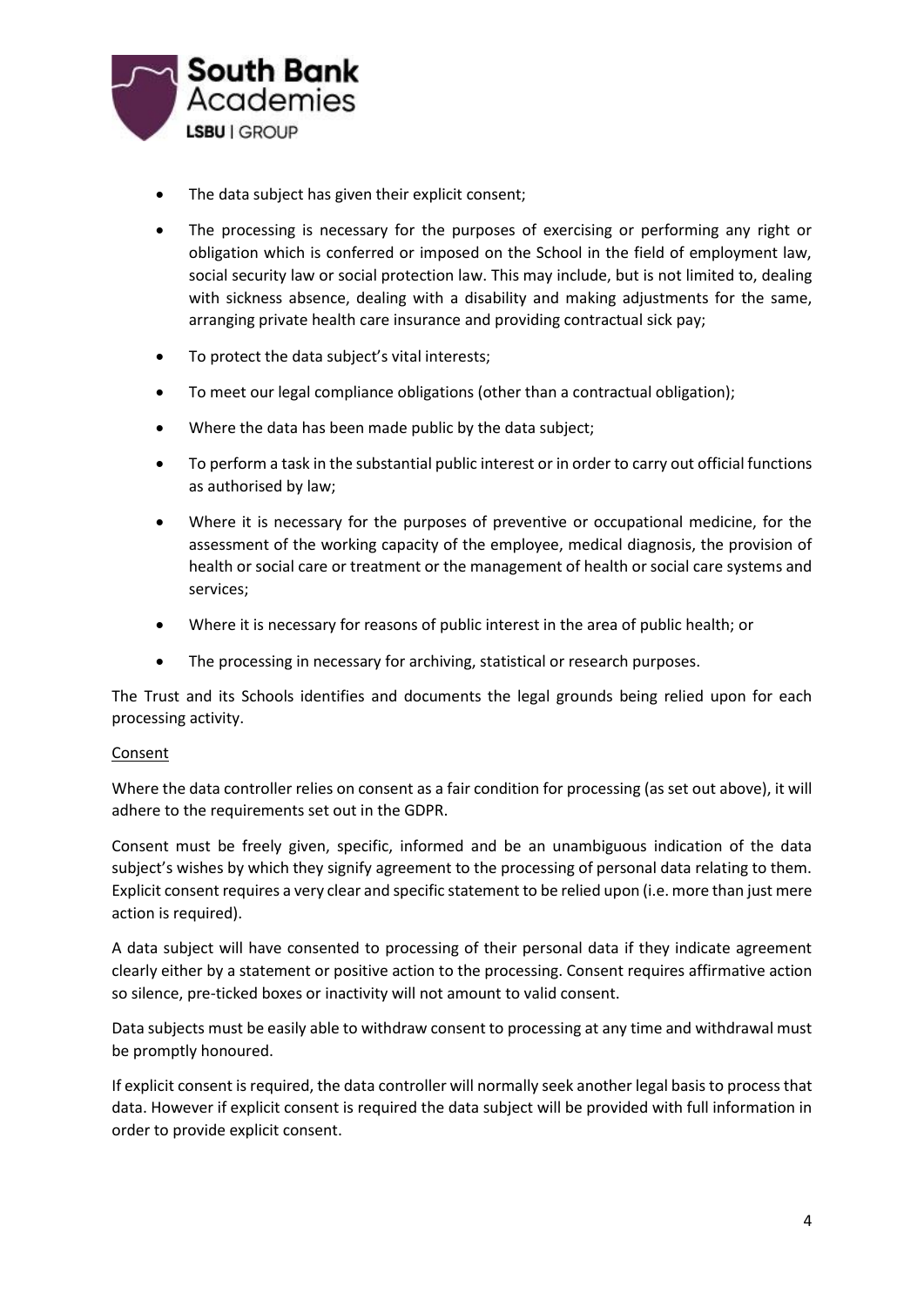- The data subject has given their explicit consent;
- The processing is necessary for the purposes of exercising or performing any right or obligation which is conferred or imposed on the School in the field of employment law, social security law or social protection law. This may include, but is not limited to, dealing with sickness absence, dealing with a disability and making adjustments for the same, arranging private health care insurance and providing contractual sick pay;
- To protect the data subject's vital interests;
- To meet our legal compliance obligations (other than a contractual obligation);
- Where the data has been made public by the data subject;
- To perform a task in the substantial public interest or in order to carry out official functions as authorised by law;
- Where it is necessary for the purposes of preventive or occupational medicine, for the assessment of the working capacity of the employee, medical diagnosis, the provision of health or social care or treatment or the management of health or social care systems and services;
- Where it is necessary for reasons of public interest in the area of public health; or
- The processing in necessary for archiving, statistical or research purposes.

The Trust and its Schools identifies and documents the legal grounds being relied upon for each processing activity.

<u>Consent</u>

Where the data controller relies on consent as a fair condition for processing (as set out above), it will adhere to the requirements set out in the GDPR.

Consent must be freely given, specific, informed and be an unambiguous indication of the data subject's wishes by which they signify agreement to the processing of personal data relating to them. Explicit consent requires a very clear and specific statement to be relied upon (i.e. more than just mere action is required).

A data subject will have consented to processing of their personal data if they indicate agreement clearly either by a statement or positive action to the processing. Consent requires affirmative action so silence, pre-ticked boxes or inactivity will not amount to valid consent.

Data subjects must be easily able to withdraw consent to processing at any time and withdrawal must be promptly honoured.

If explicit consent is required, the data controller will normally seek another legal basis to process that data. However if explicit consent is required the data subject will be provided with full information in order to provide explicit consent.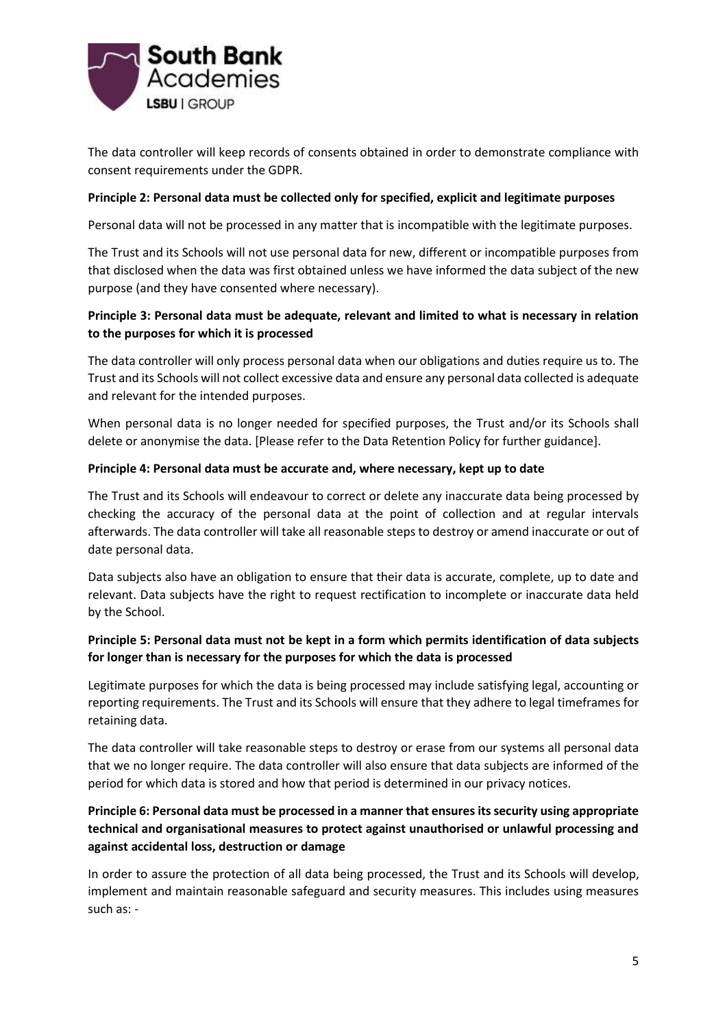The data controller will keep records of consents obtained in order to demonstrate compliance with consent requirements under the GDPR.

**Principle 2: Personal data must be collected only for specified, explicit and legitimate purposes**

Personal data will not be processed in any matter that is incompatible with the legitimate purposes.

The Trust and its Schools will not use personal data for new, different or incompatible purposes from that disclosed when the data was first obtained unless we have informed the data subject of the new purpose (and they have consented where necessary).

**Principle 3: Personal data must be adequate, relevant and limited to what is necessary in relation to the purposes for which it is processed**

The data controller will only process personal data when our obligations and duties require us to. The Trust and its Schools will not collect excessive data and ensure any personal data collected is adequate and relevant for the intended purposes.

When personal data is no longer needed for specified purposes, the Trust and/or its Schools shall delete or anonymise the data. [Please refer to the Data Retention Policy for further guidance].

**Principle 4: Personal data must be accurate and, where necessary, kept up to date**

The Trust and its Schools will endeavour to correct or delete any inaccurate data being processed by checking the accuracy of the personal data at the point of collection and at regular intervals afterwards. The data controller will take all reasonable steps to destroy or amend inaccurate or out of date personal data.

Data subjects also have an obligation to ensure that their data is accurate, complete, up to date and relevant. Data subjects have the right to request rectification to incomplete or inaccurate data held by the School.

**Principle 5: Personal data must not be kept in a form which permits identification of data subjects for longer than is necessary for the purposes for which the data is processed**

Legitimate purposes for which the data is being processed may include satisfying legal, accounting or reporting requirements. The Trust and its Schools will ensure that they adhere to legal timeframes for retaining data.

The data controller will take reasonable steps to destroy or erase from our systems all personal data that we no longer require. The data controller will also ensure that data subjects are informed of the period for which data is stored and how that period is determined in our privacy notices.

**Principle 6: Personal data must be processed in a manner that ensures its security using appropriate technical and organisational measures to protect against unauthorised or unlawful processing and against accidental loss, destruction or damage**

In order to assure the protection of all data being processed, the Trust and its Schools will develop, implement and maintain reasonable safeguard and security measures. This includes using measures such as: -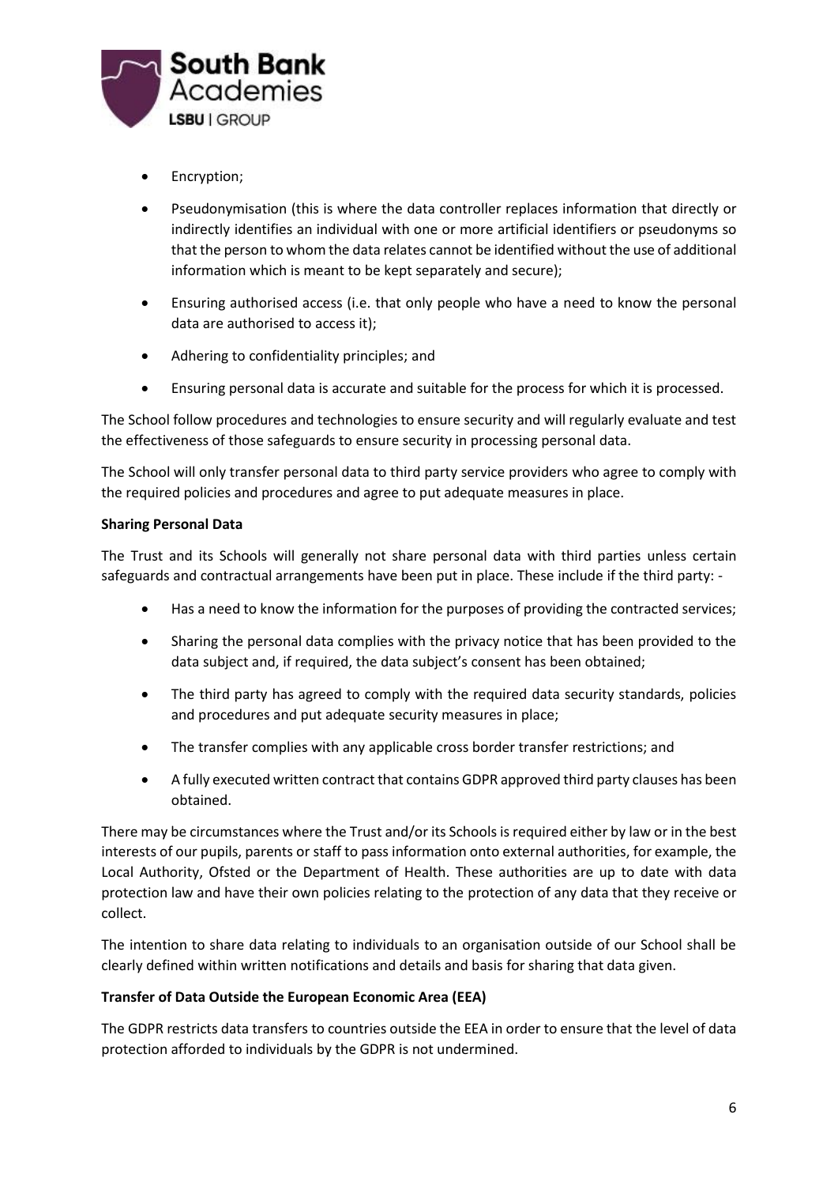- Encryption;
- Pseudonymisation (this is where the data controller replaces information that directly or indirectly identifies an individual with one or more artificial identifiers or pseudonyms so that the person to whom the data relates cannot be identified without the use of additional information which is meant to be kept separately and secure);
- Ensuring authorised access (i.e. that only people who have a need to know the personal data are authorised to access it);
- Adhering to confidentiality principles; and
- Ensuring personal data is accurate and suitable for the process for which it is processed.

The School follow procedures and technologies to ensure security and will regularly evaluate and test the effectiveness of those safeguards to ensure security in processing personal data.

The School will only transfer personal data to third party service providers who agree to comply with the required policies and procedures and agree to put adequate measures in place.

**Sharing Personal Data**

The Trust and its Schools will generally not share personal data with third parties unless certain safeguards and contractual arrangements have been put in place. These include if the third party: -

- Has a need to know the information for the purposes of providing the contracted services;
- Sharing the personal data complies with the privacy notice that has been provided to the data subject and, if required, the data subject's consent has been obtained;
- The third party has agreed to comply with the required data security standards, policies and procedures and put adequate security measures in place;
- The transfer complies with any applicable cross border transfer restrictions; and
- A fully executed written contract that contains GDPR approved third party clauses has been obtained.

There may be circumstances where the Trust and/or its Schools is required either by law or in the best interests of our pupils, parents or staff to pass information onto external authorities, for example, the Local Authority, Ofsted or the Department of Health. These authorities are up to date with data protection law and have their own policies relating to the protection of any data that they receive or collect.

The intention to share data relating to individuals to an organisation outside of our School shall be clearly defined within written notifications and details and basis for sharing that data given.

**Transfer of Data Outside the European Economic Area (EEA)**

The GDPR restricts data transfers to countries outside the EEA in order to ensure that the level of data protection afforded to individuals by the GDPR is not undermined.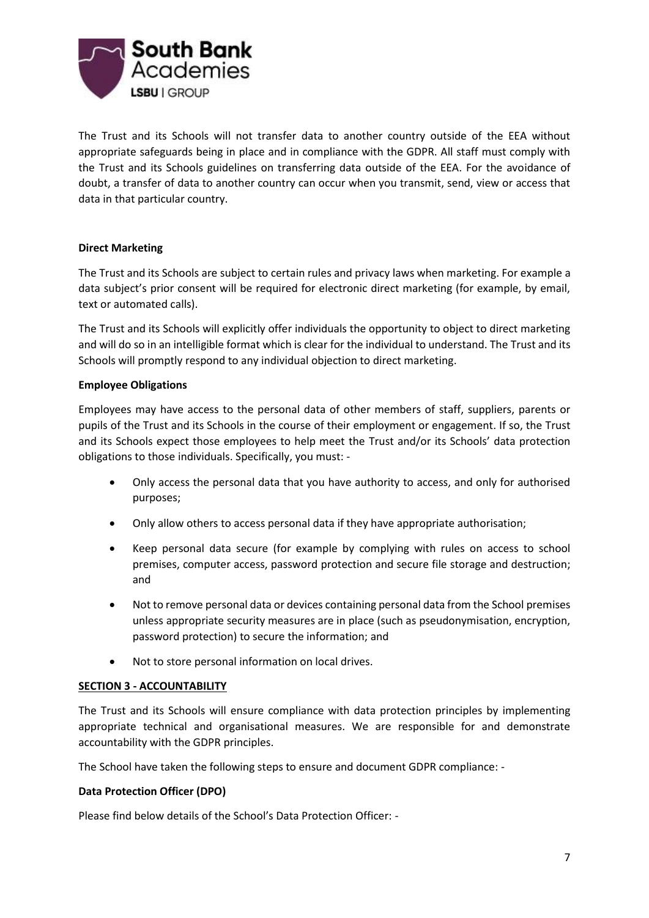The Trust and its Schools will not transfer data to another country outside of the EEA without appropriate safeguards being in place and in compliance with the GDPR. All staff must comply with the Trust and its Schools guidelines on transferring data outside of the EEA. For the avoidance of doubt, a transfer of data to another country can occur when you transmit, send, view or access that data in that particular country.

**Direct Marketing**

The Trust and its Schools are subject to certain rules and privacy laws when marketing. For example a data subject's prior consent will be required for electronic direct marketing (for example, by email, text or automated calls).

The Trust and its Schools will explicitly offer individuals the opportunity to object to direct marketing and will do so in an intelligible format which is clear for the individual to understand. The Trust and its Schools will promptly respond to any individual objection to direct marketing.

**Employee Obligations**

Employees may have access to the personal data of other members of staff, suppliers, parents or pupils of the Trust and its Schools in the course of their employment or engagement. If so, the Trust and its Schools expect those employees to help meet the Trust and/or its Schools' data protection obligations to those individuals. Specifically, you must: -

- Only access the personal data that you have authority to access, and only for authorised purposes;
- Only allow others to access personal data if they have appropriate authorisation;
- Keep personal data secure (for example by complying with rules on access to school premises, computer access, password protection and secure file storage and destruction; and
- Not to remove personal data or devices containing personal data from the School premises unless appropriate security measures are in place (such as pseudonymisation, encryption, password protection) to secure the information; and
- Not to store personal information on local drives.

**SECTION 3 - ACCOUNTABILITY**

The Trust and its Schools will ensure compliance with data protection principles by implementing appropriate technical and organisational measures. We are responsible for and demonstrate accountability with the GDPR principles.

The School have taken the following steps to ensure and document GDPR compliance: -

**Data Protection Officer (DPO)**

Please find below details of the School's Data Protection Officer: -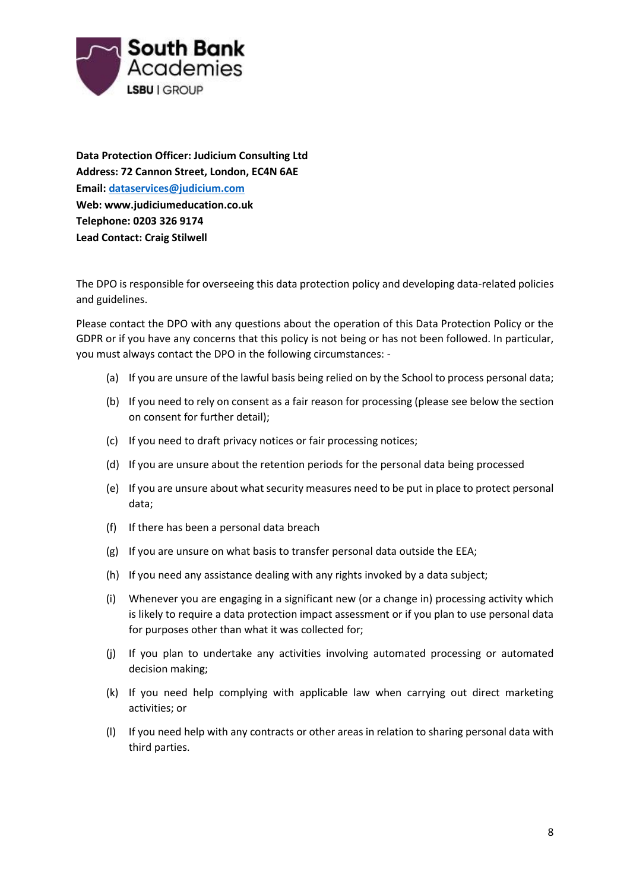**Data Protection Officer: Judicium Consulting Ltd**
**Address: 72 Cannon Street, London, EC4N 6AE**
**Email: dataservices@judicium.com**
**Web: www.judiciumeducation.co.uk**
**Telephone: 0203 326 9174**
**Lead Contact: Craig Stilwell**

The DPO is responsible for overseeing this data protection policy and developing data-related policies and guidelines.

Please contact the DPO with any questions about the operation of this Data Protection Policy or the GDPR or if you have any concerns that this policy is not being or has not been followed. In particular, you must always contact the DPO in the following circumstances: -

(a) If you are unsure of the lawful basis being relied on by the School to process personal data;

(b) If you need to rely on consent as a fair reason for processing (please see below the section on consent for further detail);

(c) If you need to draft privacy notices or fair processing notices;

(d) If you are unsure about the retention periods for the personal data being processed

(e) If you are unsure about what security measures need to be put in place to protect personal data;

(f) If there has been a personal data breach

(g) If you are unsure on what basis to transfer personal data outside the EEA;

(h) If you need any assistance dealing with any rights invoked by a data subject;

(i) Whenever you are engaging in a significant new (or a change in) processing activity which is likely to require a data protection impact assessment or if you plan to use personal data for purposes other than what it was collected for;

(j) If you plan to undertake any activities involving automated processing or automated decision making;

(k) If you need help complying with applicable law when carrying out direct marketing activities; or

(l) If you need help with any contracts or other areas in relation to sharing personal data with third parties.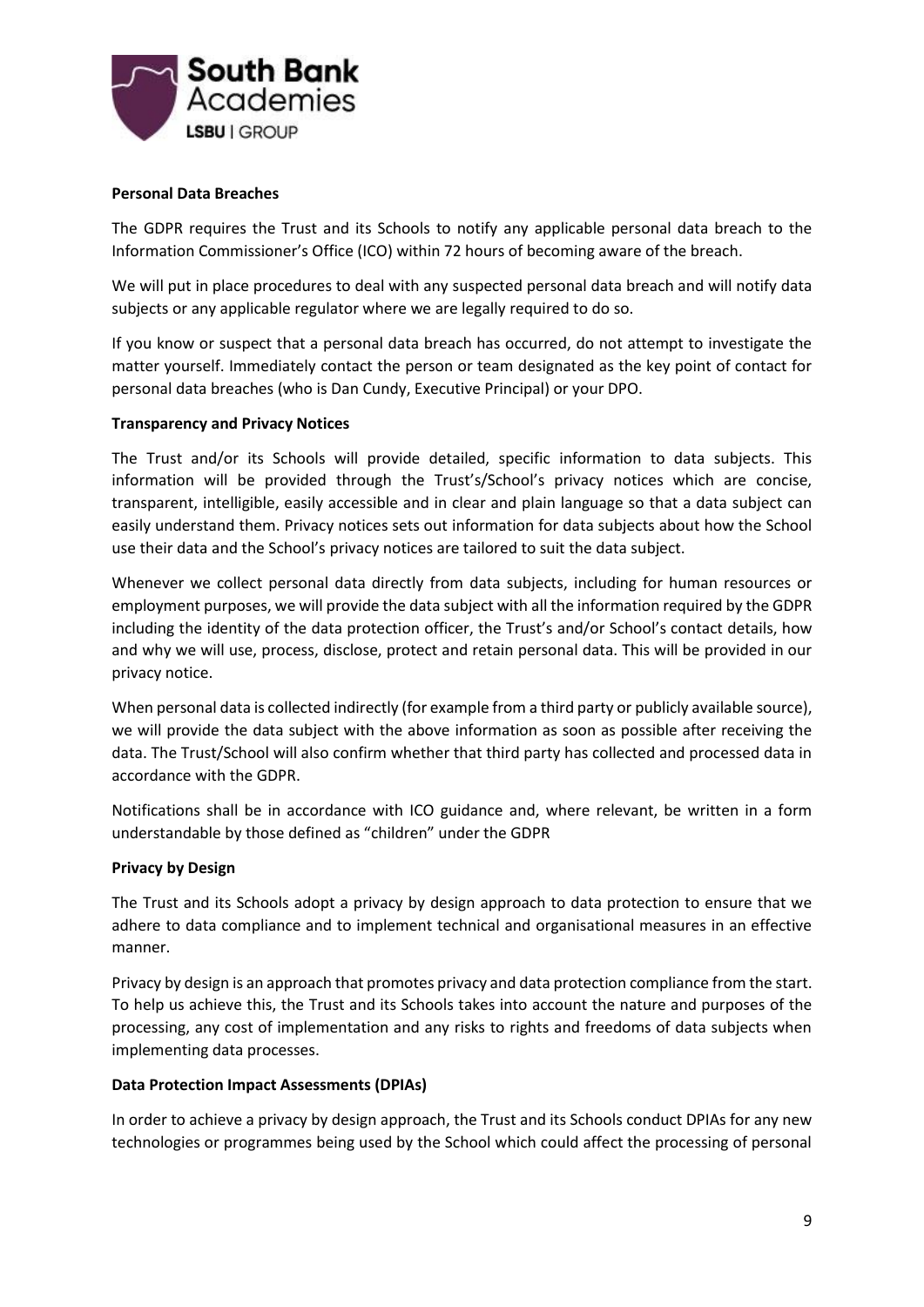**Personal Data Breaches**

The GDPR requires the Trust and its Schools to notify any applicable personal data breach to the Information Commissioner's Office (ICO) within 72 hours of becoming aware of the breach.

We will put in place procedures to deal with any suspected personal data breach and will notify data subjects or any applicable regulator where we are legally required to do so.

If you know or suspect that a personal data breach has occurred, do not attempt to investigate the matter yourself. Immediately contact the person or team designated as the key point of contact for personal data breaches (who is Dan Cundy, Executive Principal) or your DPO.

**Transparency and Privacy Notices**

The Trust and/or its Schools will provide detailed, specific information to data subjects. This information will be provided through the Trust's/School's privacy notices which are concise, transparent, intelligible, easily accessible and in clear and plain language so that a data subject can easily understand them. Privacy notices sets out information for data subjects about how the School use their data and the School's privacy notices are tailored to suit the data subject.

Whenever we collect personal data directly from data subjects, including for human resources or employment purposes, we will provide the data subject with all the information required by the GDPR including the identity of the data protection officer, the Trust's and/or School's contact details, how and why we will use, process, disclose, protect and retain personal data. This will be provided in our privacy notice.

When personal data is collected indirectly (for example from a third party or publicly available source), we will provide the data subject with the above information as soon as possible after receiving the data. The Trust/School will also confirm whether that third party has collected and processed data in accordance with the GDPR.

Notifications shall be in accordance with ICO guidance and, where relevant, be written in a form understandable by those defined as "children" under the GDPR

**Privacy by Design**

The Trust and its Schools adopt a privacy by design approach to data protection to ensure that we adhere to data compliance and to implement technical and organisational measures in an effective manner.

Privacy by design is an approach that promotes privacy and data protection compliance from the start. To help us achieve this, the Trust and its Schools takes into account the nature and purposes of the processing, any cost of implementation and any risks to rights and freedoms of data subjects when implementing data processes.

**Data Protection Impact Assessments (DPIAs)**

In order to achieve a privacy by design approach, the Trust and its Schools conduct DPIAs for any new technologies or programmes being used by the School which could affect the processing of personal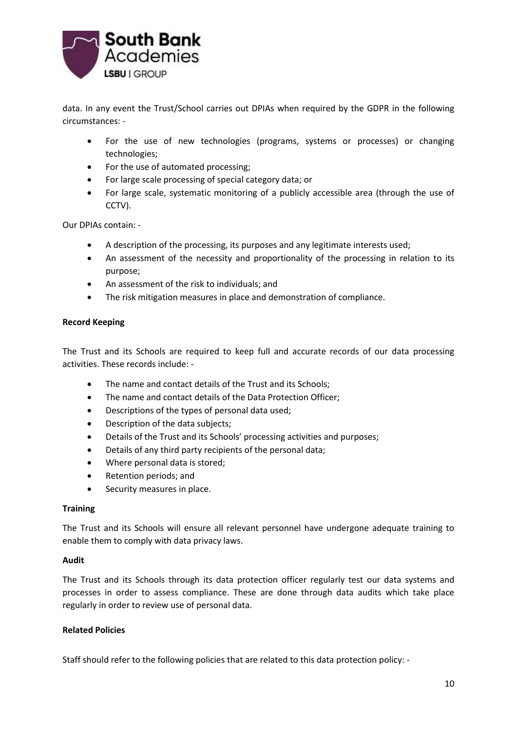data. In any event the Trust/School carries out DPIAs when required by the GDPR in the following circumstances: -

- For the use of new technologies (programs, systems or processes) or changing technologies;
- For the use of automated processing;
- For large scale processing of special category data; or
- For large scale, systematic monitoring of a publicly accessible area (through the use of CCTV).

Our DPIAs contain: -

- A description of the processing, its purposes and any legitimate interests used;
- An assessment of the necessity and proportionality of the processing in relation to its purpose;
- An assessment of the risk to individuals; and
- The risk mitigation measures in place and demonstration of compliance.

**Record Keeping**

The Trust and its Schools are required to keep full and accurate records of our data processing activities. These records include: -

- The name and contact details of the Trust and its Schools;
- The name and contact details of the Data Protection Officer;
- Descriptions of the types of personal data used;
- Description of the data subjects;
- Details of the Trust and its Schools' processing activities and purposes;
- Details of any third party recipients of the personal data;
- Where personal data is stored;
- Retention periods; and
- Security measures in place.

**Training**

The Trust and its Schools will ensure all relevant personnel have undergone adequate training to enable them to comply with data privacy laws.

**Audit**

The Trust and its Schools through its data protection officer regularly test our data systems and processes in order to assess compliance. These are done through data audits which take place regularly in order to review use of personal data.

**Related Policies**

Staff should refer to the following policies that are related to this data protection policy: -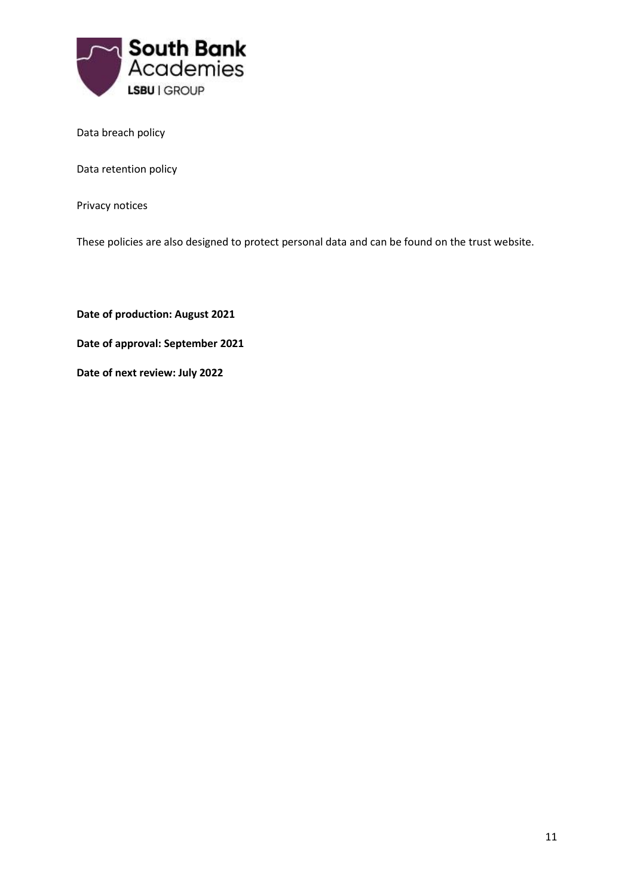Data breach policy

Data retention policy

Privacy notices

These policies are also designed to protect personal data and can be found on the trust website.

**Date of production: August 2021**

**Date of approval: September 2021**

**Date of next review: July 2022**